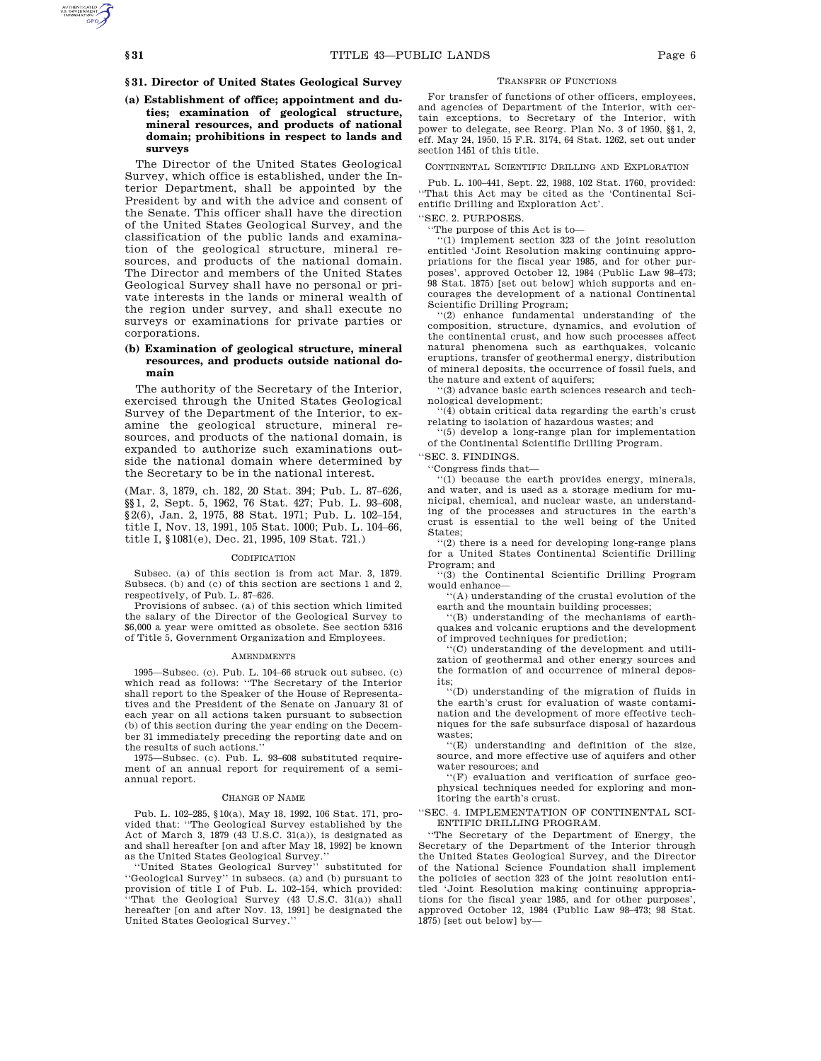## § 31. Director of United States Geological Survey

### (a) Establishment of office; appointment and duties; examination of geological structure, mineral resources, and products of national domain; prohibitions in respect to lands and surveys

The Director of the United States Geological Survey, which office is established, under the Interior Department, shall be appointed by the President by and with the advice and consent of the Senate. This officer shall have the direction of the United States Geological Survey, and the classification of the public lands and examination of the geological structure, mineral resources, and products of the national domain. The Director and members of the United States Geological Survey shall have no personal or private interests in the lands or mineral wealth of the region under survey, and shall execute no surveys or examinations for private parties or corporations.

### (b) Examination of geological structure, mineral resources, and products outside national domain

The authority of the Secretary of the Interior, exercised through the United States Geological Survey of the Department of the Interior, to examine the geological structure, mineral resources, and products of the national domain, is expanded to authorize such examinations outside the national domain where determined by the Secretary to be in the national interest.

(Mar. 3, 1879, ch. 182, 20 Stat. 394; Pub. L. 87–626, §§1, 2, Sept. 5, 1962, 76 Stat. 427; Pub. L. 93–608, §2(6), Jan. 2, 1975, 88 Stat. 1971; Pub. L. 102–154, title I, Nov. 13, 1991, 105 Stat. 1000; Pub. L. 104–66, title I, §1081(e), Dec. 21, 1995, 109 Stat. 721.)

#### Codification

Subsec. (a) of this section is from act Mar. 3, 1879. Subsecs. (b) and (c) of this section are sections 1 and 2, respectively, of Pub. L. 87–626.

Provisions of subsec. (a) of this section which limited the salary of the Director of the Geological Survey to $6,000 a year were omitted as obsolete. See section 5316 of Title 5, Government Organization and Employees.

#### Amendments

1995—Subsec. (c). Pub. L. 104–66 struck out subsec. (c) which read as follows: "The Secretary of the Interior shall report to the Speaker of the House of Representatives and the President of the Senate on January 31 of each year on all actions taken pursuant to subsection (b) of this section during the year ending on the December 31 immediately preceding the reporting date and on the results of such actions."

1975—Subsec. (c). Pub. L. 93–608 substituted requirement of an annual report for requirement of a semiannual report.

#### Change of Name

Pub. L. 102–285, §10(a), May 18, 1992, 106 Stat. 171, provided that: "The Geological Survey established by the Act of March 3, 1879 (43 U.S.C. 31(a)), is designated as and shall hereafter [on and after May 18, 1992] be known as the United States Geological Survey."

"United States Geological Survey" substituted for "Geological Survey" in subsecs. (a) and (b) pursuant to provision of title I of Pub. L. 102–154, which provided: "That the Geological Survey (43 U.S.C. 31(a)) shall hereafter [on and after Nov. 13, 1991] be designated the United States Geological Survey."

#### Transfer of Functions

For transfer of functions of other officers, employees, and agencies of Department of the Interior, with certain exceptions, to Secretary of the Interior, with power to delegate, see Reorg. Plan No. 3 of 1950, §§1, 2, eff. May 24, 1950, 15 F.R. 3174, 64 Stat. 1262, set out under section 1451 of this title.

#### Continental Scientific Drilling and Exploration

Pub. L. 100–441, Sept. 22, 1988, 102 Stat. 1760, provided: "That this Act may be cited as the 'Continental Scientific Drilling and Exploration Act'.

"SEC. 2. PURPOSES.

"The purpose of this Act is to—

"(1) implement section 323 of the joint resolution entitled 'Joint Resolution making continuing appropriations for the fiscal year 1985, and for other purposes', approved October 12, 1984 (Public Law 98–473; 98 Stat. 1875) [set out below] which supports and encourages the development of a national Continental Scientific Drilling Program;

"(2) enhance fundamental understanding of the composition, structure, dynamics, and evolution of the continental crust, and how such processes affect natural phenomena such as earthquakes, volcanic eruptions, transfer of geothermal energy, distribution of mineral deposits, the occurrence of fossil fuels, and the nature and extent of aquifers;

"(3) advance basic earth sciences research and technological development;

"(4) obtain critical data regarding the earth's crust relating to isolation of hazardous wastes; and

"(5) develop a long-range plan for implementation of the Continental Scientific Drilling Program.

"SEC. 3. FINDINGS.

"Congress finds that—

"(1) because the earth provides energy, minerals, and water, and is used as a storage medium for municipal, chemical, and nuclear waste, an understanding of the processes and structures in the earth's crust is essential to the well being of the United States;

"(2) there is a need for developing long-range plans for a United States Continental Scientific Drilling Program; and

"(3) the Continental Scientific Drilling Program would enhance—

"(A) understanding of the crustal evolution of the earth and the mountain building processes;

"(B) understanding of the mechanisms of earthquakes and volcanic eruptions and the development of improved techniques for prediction;

"(C) understanding of the development and utilization of geothermal and other energy sources and the formation of and occurrence of mineral deposits;

"(D) understanding of the migration of fluids in the earth's crust for evaluation of waste contamination and the development of more effective techniques for the safe subsurface disposal of hazardous wastes;

"(E) understanding and definition of the size, source, and more effective use of aquifers and other water resources; and

"(F) evaluation and verification of surface geophysical techniques needed for exploring and monitoring the earth's crust.

"SEC. 4. IMPLEMENTATION OF CONTINENTAL SCIENTIFIC DRILLING PROGRAM.

"The Secretary of the Department of Energy, the Secretary of the Department of the Interior through the United States Geological Survey, and the Director of the National Science Foundation shall implement the policies of section 323 of the joint resolution entitled 'Joint Resolution making continuing appropriations for the fiscal year 1985, and for other purposes', approved October 12, 1984 (Public Law 98–473; 98 Stat. 1875) [set out below] by—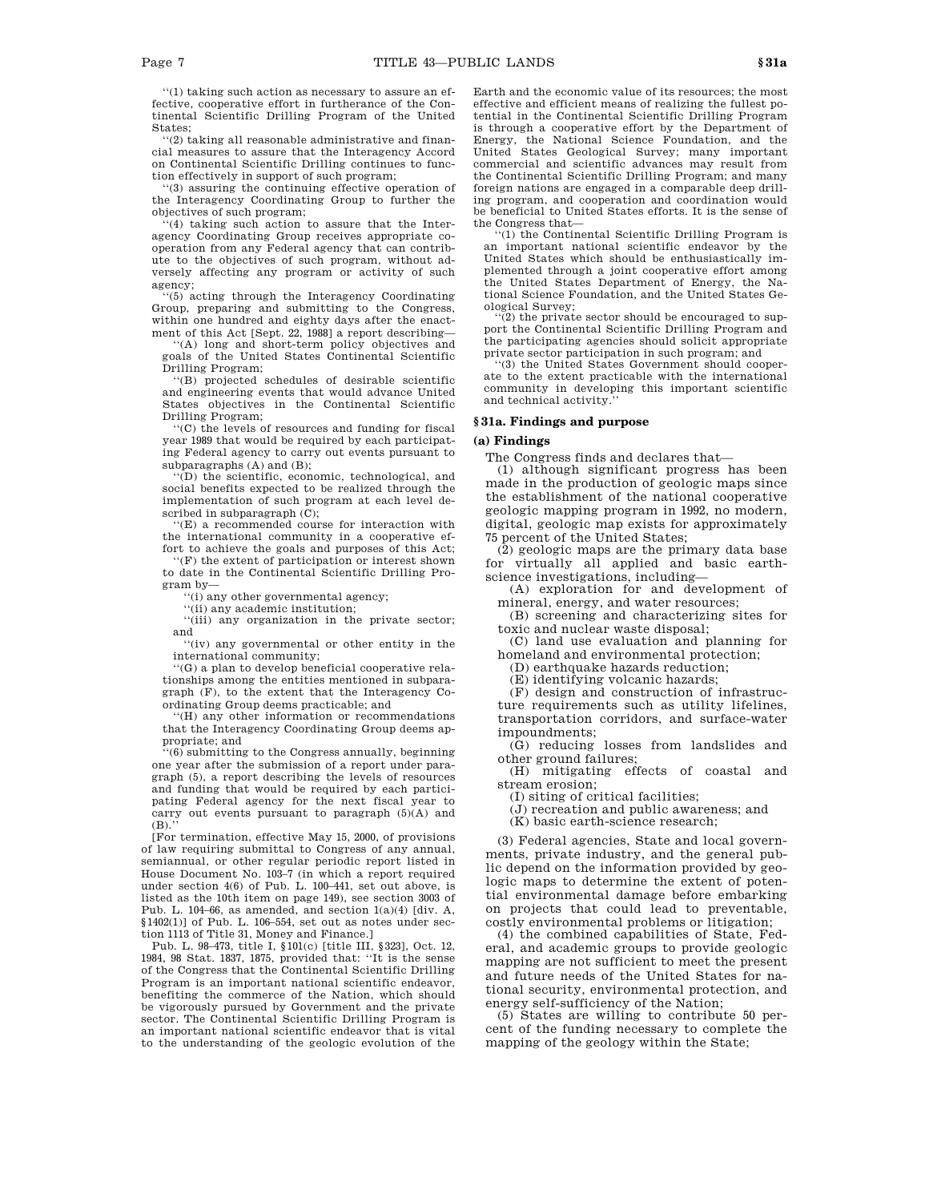"(1) taking such action as necessary to assure an effective, cooperative effort in furtherance of the Continental Scientific Drilling Program of the United States;

"(2) taking all reasonable administrative and financial measures to assure that the Interagency Accord on Continental Scientific Drilling continues to function effectively in support of such program;

"(3) assuring the continuing effective operation of the Interagency Coordinating Group to further the objectives of such program;

"(4) taking such action to assure that the Interagency Coordinating Group receives appropriate cooperation from any Federal agency that can contribute to the objectives of such program, without adversely affecting any program or activity of such agency;

"(5) acting through the Interagency Coordinating Group, preparing and submitting to the Congress, within one hundred and eighty days after the enactment of this Act [Sept. 22, 1988] a report describing—

"(A) long and short-term policy objectives and goals of the United States Continental Scientific Drilling Program;

"(B) projected schedules of desirable scientific and engineering events that would advance United States objectives in the Continental Scientific Drilling Program;

"(C) the levels of resources and funding for fiscal year 1989 that would be required by each participating Federal agency to carry out events pursuant to subparagraphs (A) and (B);

"(D) the scientific, economic, technological, and social benefits expected to be realized through the implementation of such program at each level described in subparagraph (C);

"(E) a recommended course for interaction with the international community in a cooperative effort to achieve the goals and purposes of this Act;

"(F) the extent of participation or interest shown to date in the Continental Scientific Drilling Program by—

"(i) any other governmental agency;

"(ii) any academic institution;

"(iii) any organization in the private sector; and

"(iv) any governmental or other entity in the international community;

"(G) a plan to develop beneficial cooperative relationships among the entities mentioned in subparagraph (F), to the extent that the Interagency Coordinating Group deems practicable; and

"(H) any other information or recommendations that the Interagency Coordinating Group deems appropriate; and

"(6) submitting to the Congress annually, beginning one year after the submission of a report under paragraph (5), a report describing the levels of resources and funding that would be required by each participating Federal agency for the next fiscal year to carry out events pursuant to paragraph (5)(A) and (B)."

[For termination, effective May 15, 2000, of provisions of law requiring submittal to Congress of any annual, semiannual, or other regular periodic report listed in House Document No. 103–7 (in which a report required under section 4(6) of Pub. L. 100–441, set out above, is listed as the 10th item on page 149), see section 3003 of Pub. L. 104–66, as amended, and section 1(a)(4) [div. A, §1402(1)] of Pub. L. 106–554, set out as notes under section 1113 of Title 31, Money and Finance.]

Pub. L. 98–473, title I, §101(c) [title III, §323], Oct. 12, 1984, 98 Stat. 1837, 1875, provided that: "It is the sense of the Congress that the Continental Scientific Drilling Program is an important national scientific endeavor, benefiting the commerce of the Nation, which should be vigorously pursued by Government and the private sector. The Continental Scientific Drilling Program is an important national scientific endeavor that is vital to the understanding of the geologic evolution of the Earth and the economic value of its resources; the most effective and efficient means of realizing the fullest potential in the Continental Scientific Drilling Program is through a cooperative effort by the Department of Energy, the National Science Foundation, and the United States Geological Survey; many important commercial and scientific advances may result from the Continental Scientific Drilling Program; and many foreign nations are engaged in a comparable deep drilling program, and cooperation and coordination would be beneficial to United States efforts. It is the sense of the Congress that—

"(1) the Continental Scientific Drilling Program is an important national scientific endeavor by the United States which should be enthusiastically implemented through a joint cooperative effort among the United States Department of Energy, the National Science Foundation, and the United States Geological Survey;

"(2) the private sector should be encouraged to support the Continental Scientific Drilling Program and the participating agencies should solicit appropriate private sector participation in such program; and

"(3) the United States Government should cooperate to the extent practicable with the international community in developing this important scientific and technical activity."

## §31a. Findings and purpose

### (a) Findings

The Congress finds and declares that—

(1) although significant progress has been made in the production of geologic maps since the establishment of the national cooperative geologic mapping program in 1992, no modern, digital, geologic map exists for approximately 75 percent of the United States;

(2) geologic maps are the primary data base for virtually all applied and basic earth-science investigations, including—

(A) exploration for and development of mineral, energy, and water resources;

(B) screening and characterizing sites for toxic and nuclear waste disposal;

(C) land use evaluation and planning for homeland and environmental protection;

(D) earthquake hazards reduction;

(E) identifying volcanic hazards;

(F) design and construction of infrastructure requirements such as utility lifelines, transportation corridors, and surface-water impoundments;

(G) reducing losses from landslides and other ground failures;

(H) mitigating effects of coastal and stream erosion;

(I) siting of critical facilities;

(J) recreation and public awareness; and

(K) basic earth-science research;

(3) Federal agencies, State and local governments, private industry, and the general public depend on the information provided by geologic maps to determine the extent of potential environmental damage before embarking on projects that could lead to preventable, costly environmental problems or litigation;

(4) the combined capabilities of State, Federal, and academic groups to provide geologic mapping are not sufficient to meet the present and future needs of the United States for national security, environmental protection, and energy self-sufficiency of the Nation;

(5) States are willing to contribute 50 percent of the funding necessary to complete the mapping of the geology within the State;